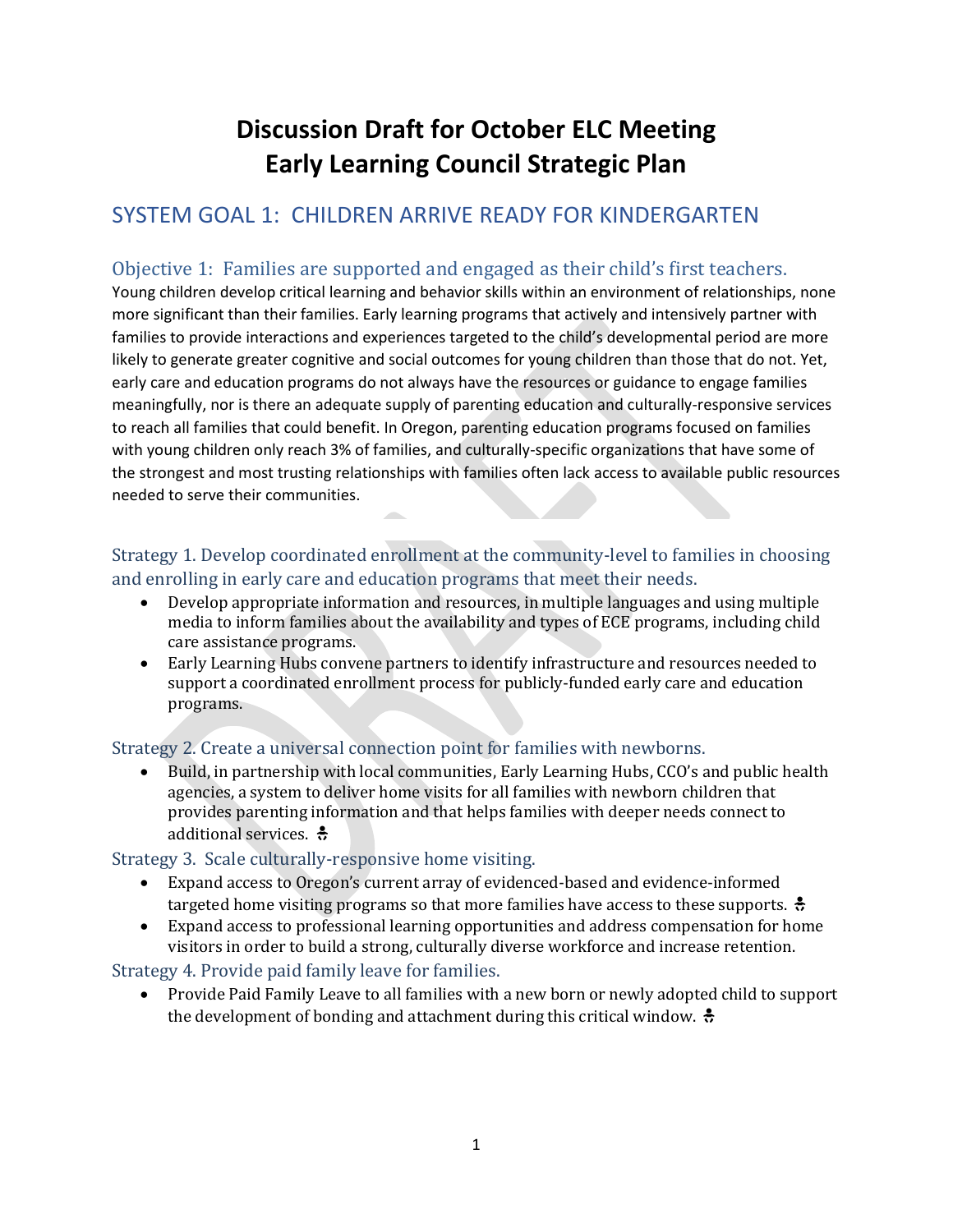# Discussion Draft for October ELC Meeting
# Early Learning Council Strategic Plan

## SYSTEM GOAL 1: CHILDREN ARRIVE READY FOR KINDERGARTEN

### Objective 1: Families are supported and engaged as their child's first teachers.

Young children develop critical learning and behavior skills within an environment of relationships, none more significant than their families. Early learning programs that actively and intensively partner with families to provide interactions and experiences targeted to the child's developmental period are more likely to generate greater cognitive and social outcomes for young children than those that do not. Yet, early care and education programs do not always have the resources or guidance to engage families meaningfully, nor is there an adequate supply of parenting education and culturally-responsive services to reach all families that could benefit. In Oregon, parenting education programs focused on families with young children only reach 3% of families, and culturally-specific organizations that have some of the strongest and most trusting relationships with families often lack access to available public resources needed to serve their communities.

#### Strategy 1. Develop coordinated enrollment at the community-level to families in choosing and enrolling in early care and education programs that meet their needs.

- Develop appropriate information and resources, in multiple languages and using multiple media to inform families about the availability and types of ECE programs, including child care assistance programs.
- Early Learning Hubs convene partners to identify infrastructure and resources needed to support a coordinated enrollment process for publicly-funded early care and education programs.

#### Strategy 2. Create a universal connection point for families with newborns.

- Build, in partnership with local communities, Early Learning Hubs, CCO's and public health agencies, a system to deliver home visits for all families with newborn children that provides parenting information and that helps families with deeper needs connect to additional services.

#### Strategy 3. Scale culturally-responsive home visiting.

- Expand access to Oregon's current array of evidenced-based and evidence-informed targeted home visiting programs so that more families have access to these supports.
- Expand access to professional learning opportunities and address compensation for home visitors in order to build a strong, culturally diverse workforce and increase retention.

#### Strategy 4. Provide paid family leave for families.

- Provide Paid Family Leave to all families with a new born or newly adopted child to support the development of bonding and attachment during this critical window.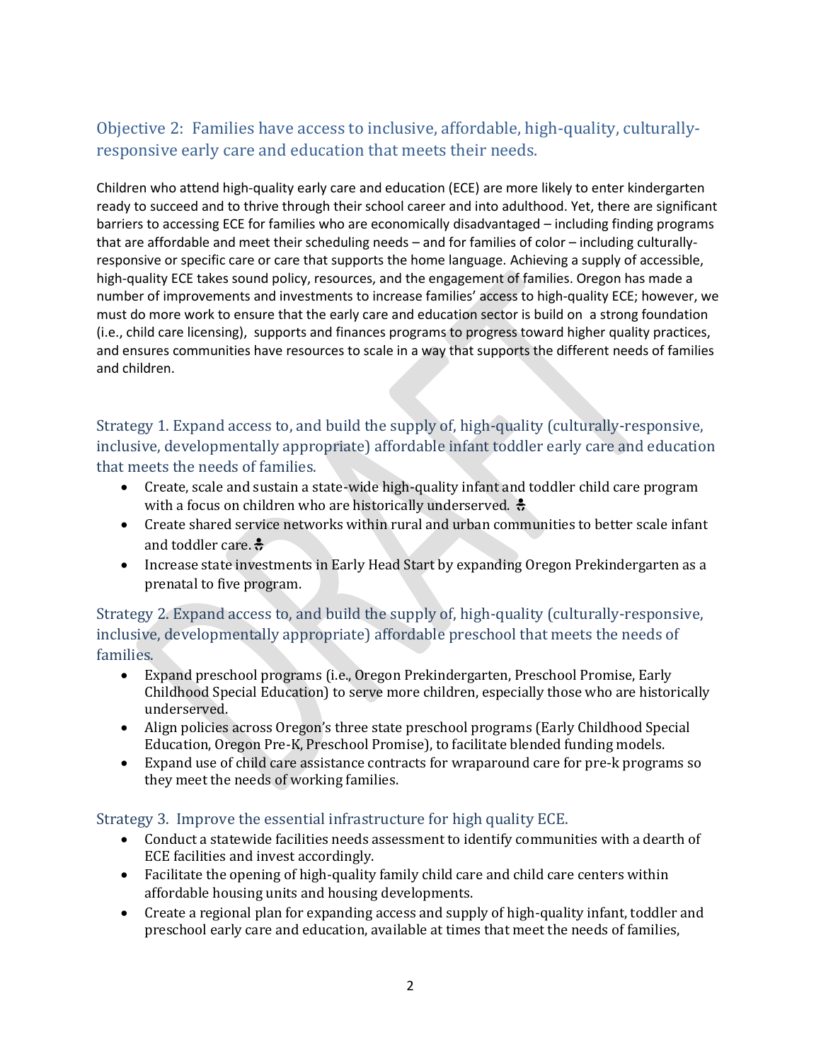## Objective 2: Families have access to inclusive, affordable, high-quality, culturally-responsive early care and education that meets their needs.

Children who attend high-quality early care and education (ECE) are more likely to enter kindergarten ready to succeed and to thrive through their school career and into adulthood. Yet, there are significant barriers to accessing ECE for families who are economically disadvantaged – including finding programs that are affordable and meet their scheduling needs – and for families of color – including culturally-responsive or specific care or care that supports the home language. Achieving a supply of accessible, high-quality ECE takes sound policy, resources, and the engagement of families. Oregon has made a number of improvements and investments to increase families' access to high-quality ECE; however, we must do more work to ensure that the early care and education sector is build on a strong foundation (i.e., child care licensing), supports and finances programs to progress toward higher quality practices, and ensures communities have resources to scale in a way that supports the different needs of families and children.

### Strategy 1. Expand access to, and build the supply of, high-quality (culturally-responsive, inclusive, developmentally appropriate) affordable infant toddler early care and education that meets the needs of families.

- Create, scale and sustain a state-wide high-quality infant and toddler child care program with a focus on children who are historically underserved. 🚼
- Create shared service networks within rural and urban communities to better scale infant and toddler care. 🚼
- Increase state investments in Early Head Start by expanding Oregon Prekindergarten as a prenatal to five program.

### Strategy 2. Expand access to, and build the supply of, high-quality (culturally-responsive, inclusive, developmentally appropriate) affordable preschool that meets the needs of families.

- Expand preschool programs (i.e., Oregon Prekindergarten, Preschool Promise, Early Childhood Special Education) to serve more children, especially those who are historically underserved.
- Align policies across Oregon's three state preschool programs (Early Childhood Special Education, Oregon Pre-K, Preschool Promise), to facilitate blended funding models.
- Expand use of child care assistance contracts for wraparound care for pre-k programs so they meet the needs of working families.

### Strategy 3. Improve the essential infrastructure for high quality ECE.

- Conduct a statewide facilities needs assessment to identify communities with a dearth of ECE facilities and invest accordingly.
- Facilitate the opening of high-quality family child care and child care centers within affordable housing units and housing developments.
- Create a regional plan for expanding access and supply of high-quality infant, toddler and preschool early care and education, available at times that meet the needs of families,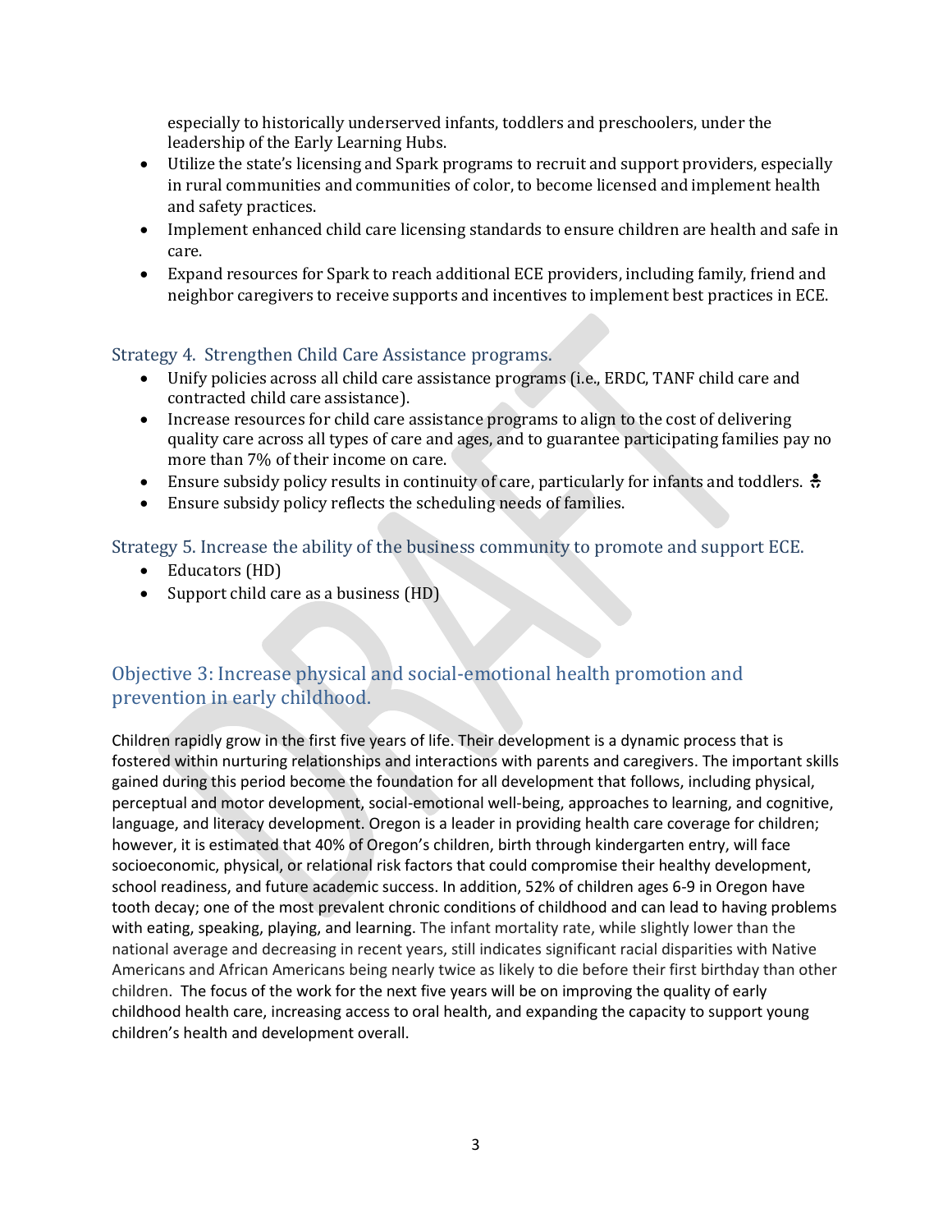especially to historically underserved infants, toddlers and preschoolers, under the leadership of the Early Learning Hubs.
- Utilize the state's licensing and Spark programs to recruit and support providers, especially in rural communities and communities of color, to become licensed and implement health and safety practices.
- Implement enhanced child care licensing standards to ensure children are health and safe in care.
- Expand resources for Spark to reach additional ECE providers, including family, friend and neighbor caregivers to receive supports and incentives to implement best practices in ECE.

### Strategy 4. Strengthen Child Care Assistance programs.

- Unify policies across all child care assistance programs (i.e., ERDC, TANF child care and contracted child care assistance).
- Increase resources for child care assistance programs to align to the cost of delivering quality care across all types of care and ages, and to guarantee participating families pay no more than 7% of their income on care.
- Ensure subsidy policy results in continuity of care, particularly for infants and toddlers.
- Ensure subsidy policy reflects the scheduling needs of families.

### Strategy 5. Increase the ability of the business community to promote and support ECE.

- Educators (HD)
- Support child care as a business (HD)

## Objective 3: Increase physical and social-emotional health promotion and prevention in early childhood.

Children rapidly grow in the first five years of life. Their development is a dynamic process that is fostered within nurturing relationships and interactions with parents and caregivers. The important skills gained during this period become the foundation for all development that follows, including physical, perceptual and motor development, social-emotional well-being, approaches to learning, and cognitive, language, and literacy development. Oregon is a leader in providing health care coverage for children; however, it is estimated that 40% of Oregon's children, birth through kindergarten entry, will face socioeconomic, physical, or relational risk factors that could compromise their healthy development, school readiness, and future academic success. In addition, 52% of children ages 6-9 in Oregon have tooth decay; one of the most prevalent chronic conditions of childhood and can lead to having problems with eating, speaking, playing, and learning. The infant mortality rate, while slightly lower than the national average and decreasing in recent years, still indicates significant racial disparities with Native Americans and African Americans being nearly twice as likely to die before their first birthday than other children. The focus of the work for the next five years will be on improving the quality of early childhood health care, increasing access to oral health, and expanding the capacity to support young children's health and development overall.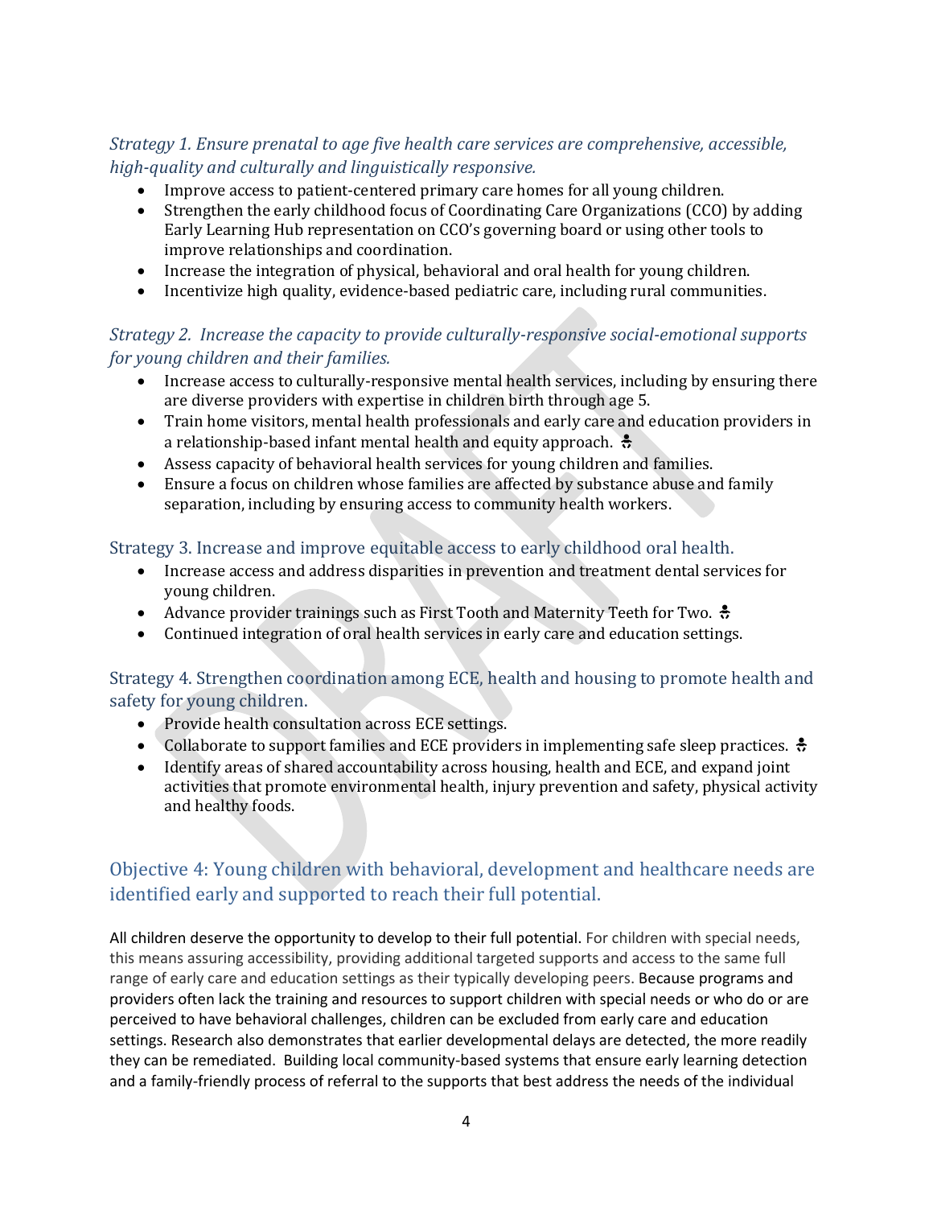*Strategy 1. Ensure prenatal to age five health care services are comprehensive, accessible, high-quality and culturally and linguistically responsive.*

- Improve access to patient-centered primary care homes for all young children.
- Strengthen the early childhood focus of Coordinating Care Organizations (CCO) by adding Early Learning Hub representation on CCO's governing board or using other tools to improve relationships and coordination.
- Increase the integration of physical, behavioral and oral health for young children.
- Incentivize high quality, evidence-based pediatric care, including rural communities.

*Strategy 2. Increase the capacity to provide culturally-responsive social-emotional supports for young children and their families.*

- Increase access to culturally-responsive mental health services, including by ensuring there are diverse providers with expertise in children birth through age 5.
- Train home visitors, mental health professionals and early care and education providers in a relationship-based infant mental health and equity approach. 👶
- Assess capacity of behavioral health services for young children and families.
- Ensure a focus on children whose families are affected by substance abuse and family separation, including by ensuring access to community health workers.

Strategy 3. Increase and improve equitable access to early childhood oral health.

- Increase access and address disparities in prevention and treatment dental services for young children.
- Advance provider trainings such as First Tooth and Maternity Teeth for Two. 👶
- Continued integration of oral health services in early care and education settings.

Strategy 4. Strengthen coordination among ECE, health and housing to promote health and safety for young children.

- Provide health consultation across ECE settings.
- Collaborate to support families and ECE providers in implementing safe sleep practices. 👶
- Identify areas of shared accountability across housing, health and ECE, and expand joint activities that promote environmental health, injury prevention and safety, physical activity and healthy foods.

## Objective 4: Young children with behavioral, development and healthcare needs are identified early and supported to reach their full potential.

All children deserve the opportunity to develop to their full potential. For children with special needs, this means assuring accessibility, providing additional targeted supports and access to the same full range of early care and education settings as their typically developing peers. Because programs and providers often lack the training and resources to support children with special needs or who do or are perceived to have behavioral challenges, children can be excluded from early care and education settings. Research also demonstrates that earlier developmental delays are detected, the more readily they can be remediated. Building local community-based systems that ensure early learning detection and a family-friendly process of referral to the supports that best address the needs of the individual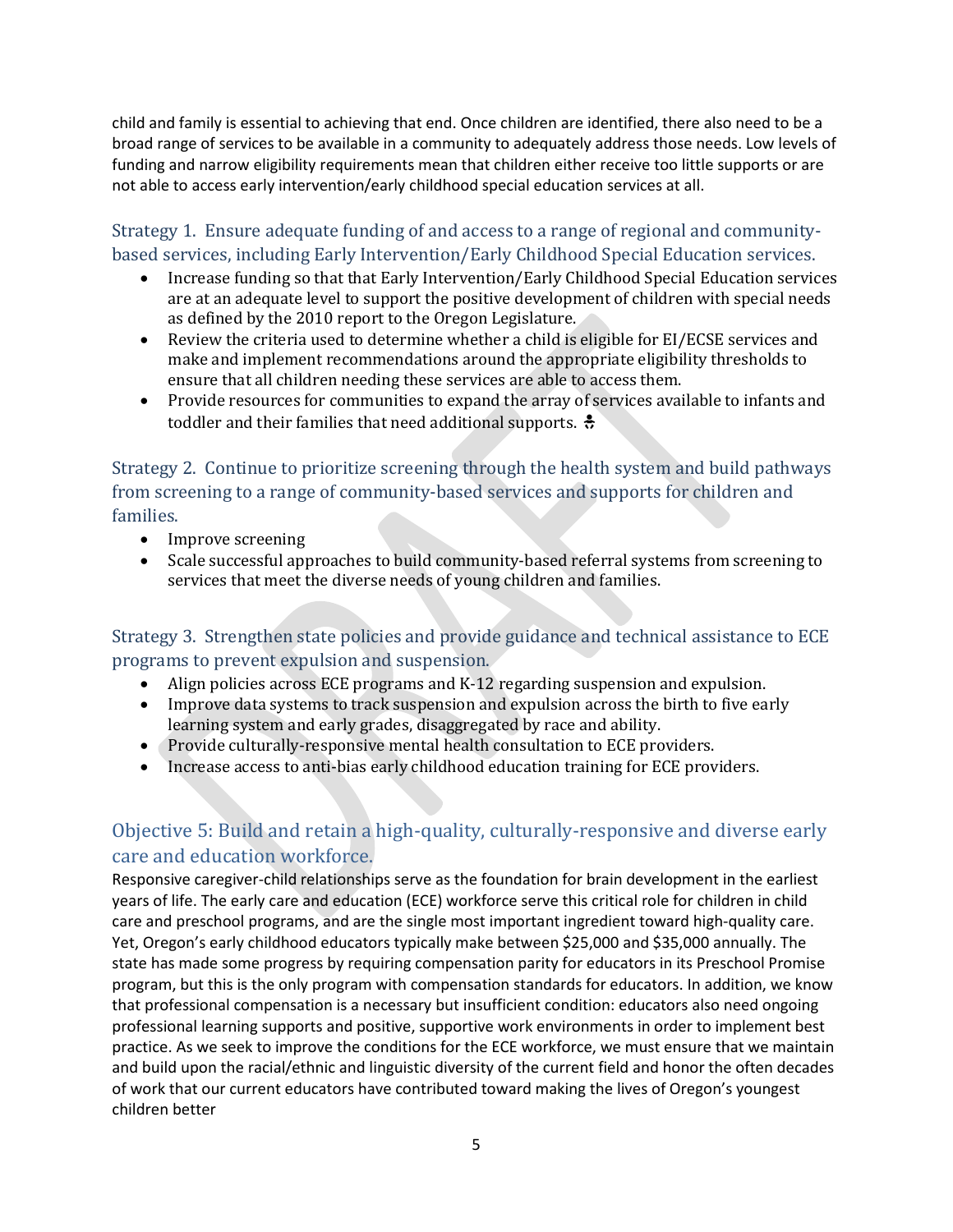child and family is essential to achieving that end. Once children are identified, there also need to be a broad range of services to be available in a community to adequately address those needs. Low levels of funding and narrow eligibility requirements mean that children either receive too little supports or are not able to access early intervention/early childhood special education services at all.

### Strategy 1. Ensure adequate funding of and access to a range of regional and community-based services, including Early Intervention/Early Childhood Special Education services.

- Increase funding so that that Early Intervention/Early Childhood Special Education services are at an adequate level to support the positive development of children with special needs as defined by the 2010 report to the Oregon Legislature.
- Review the criteria used to determine whether a child is eligible for EI/ECSE services and make and implement recommendations around the appropriate eligibility thresholds to ensure that all children needing these services are able to access them.
- Provide resources for communities to expand the array of services available to infants and toddler and their families that need additional supports.

### Strategy 2. Continue to prioritize screening through the health system and build pathways from screening to a range of community-based services and supports for children and families.

- Improve screening
- Scale successful approaches to build community-based referral systems from screening to services that meet the diverse needs of young children and families.

### Strategy 3. Strengthen state policies and provide guidance and technical assistance to ECE programs to prevent expulsion and suspension.

- Align policies across ECE programs and K-12 regarding suspension and expulsion.
- Improve data systems to track suspension and expulsion across the birth to five early learning system and early grades, disaggregated by race and ability.
- Provide culturally-responsive mental health consultation to ECE providers.
- Increase access to anti-bias early childhood education training for ECE providers.

## Objective 5: Build and retain a high-quality, culturally-responsive and diverse early care and education workforce.

Responsive caregiver-child relationships serve as the foundation for brain development in the earliest years of life. The early care and education (ECE) workforce serve this critical role for children in child care and preschool programs, and are the single most important ingredient toward high-quality care. Yet, Oregon's early childhood educators typically make between $25,000 and $35,000 annually. The state has made some progress by requiring compensation parity for educators in its Preschool Promise program, but this is the only program with compensation standards for educators. In addition, we know that professional compensation is a necessary but insufficient condition: educators also need ongoing professional learning supports and positive, supportive work environments in order to implement best practice. As we seek to improve the conditions for the ECE workforce, we must ensure that we maintain and build upon the racial/ethnic and linguistic diversity of the current field and honor the often decades of work that our current educators have contributed toward making the lives of Oregon's youngest children better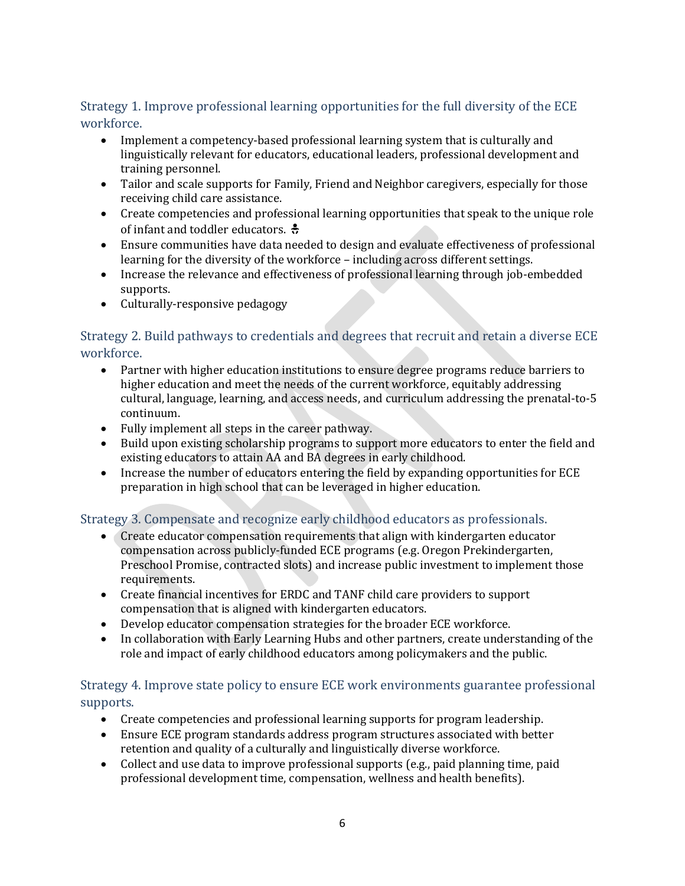### Strategy 1. Improve professional learning opportunities for the full diversity of the ECE workforce.

- Implement a competency-based professional learning system that is culturally and linguistically relevant for educators, educational leaders, professional development and training personnel.
- Tailor and scale supports for Family, Friend and Neighbor caregivers, especially for those receiving child care assistance.
- Create competencies and professional learning opportunities that speak to the unique role of infant and toddler educators. 👶
- Ensure communities have data needed to design and evaluate effectiveness of professional learning for the diversity of the workforce – including across different settings.
- Increase the relevance and effectiveness of professional learning through job-embedded supports.
- Culturally-responsive pedagogy

### Strategy 2. Build pathways to credentials and degrees that recruit and retain a diverse ECE workforce.

- Partner with higher education institutions to ensure degree programs reduce barriers to higher education and meet the needs of the current workforce, equitably addressing cultural, language, learning, and access needs, and curriculum addressing the prenatal-to-5 continuum.
- Fully implement all steps in the career pathway.
- Build upon existing scholarship programs to support more educators to enter the field and existing educators to attain AA and BA degrees in early childhood.
- Increase the number of educators entering the field by expanding opportunities for ECE preparation in high school that can be leveraged in higher education.

### Strategy 3. Compensate and recognize early childhood educators as professionals.

- Create educator compensation requirements that align with kindergarten educator compensation across publicly-funded ECE programs (e.g. Oregon Prekindergarten, Preschool Promise, contracted slots) and increase public investment to implement those requirements.
- Create financial incentives for ERDC and TANF child care providers to support compensation that is aligned with kindergarten educators.
- Develop educator compensation strategies for the broader ECE workforce.
- In collaboration with Early Learning Hubs and other partners, create understanding of the role and impact of early childhood educators among policymakers and the public.

### Strategy 4. Improve state policy to ensure ECE work environments guarantee professional supports.

- Create competencies and professional learning supports for program leadership.
- Ensure ECE program standards address program structures associated with better retention and quality of a culturally and linguistically diverse workforce.
- Collect and use data to improve professional supports (e.g., paid planning time, paid professional development time, compensation, wellness and health benefits).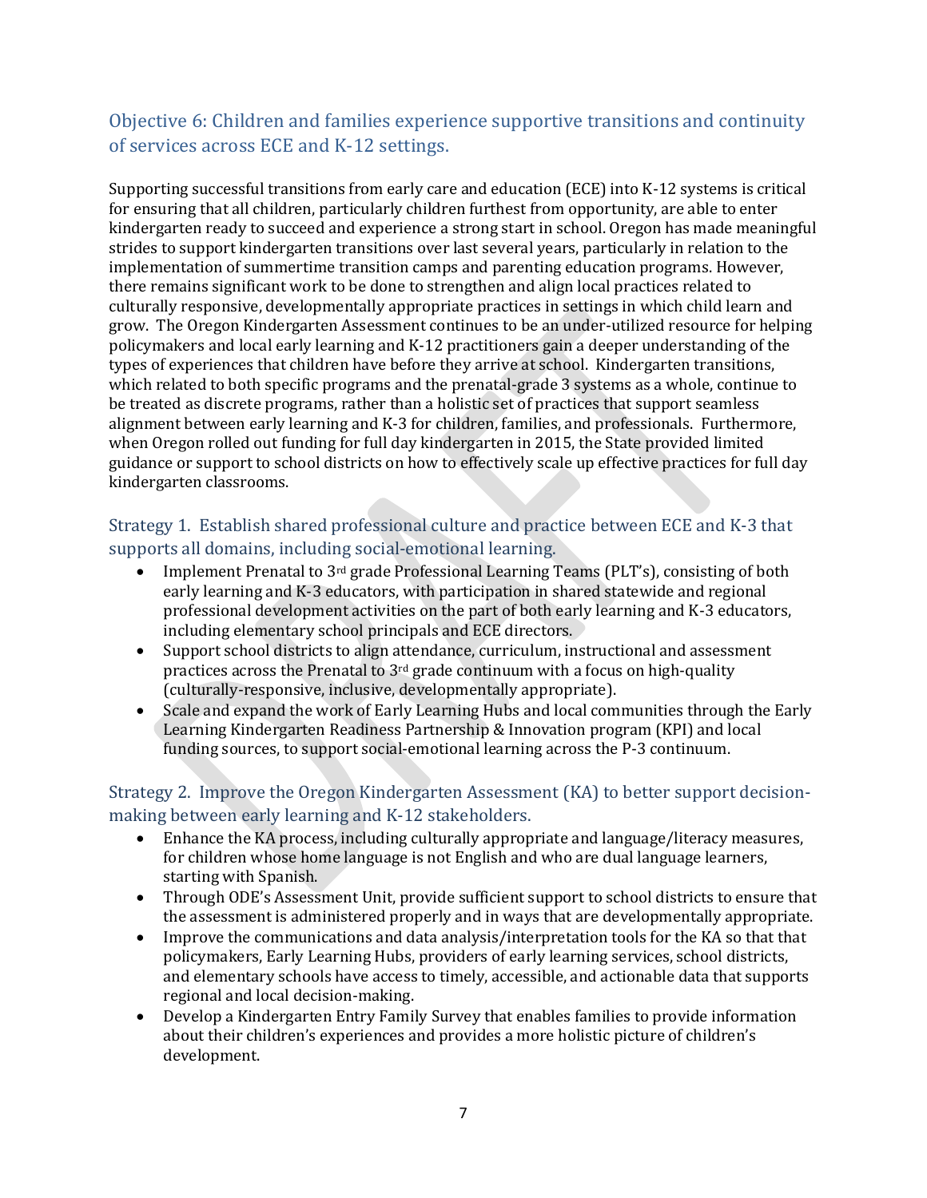## Objective 6: Children and families experience supportive transitions and continuity of services across ECE and K-12 settings.

Supporting successful transitions from early care and education (ECE) into K-12 systems is critical for ensuring that all children, particularly children furthest from opportunity, are able to enter kindergarten ready to succeed and experience a strong start in school. Oregon has made meaningful strides to support kindergarten transitions over last several years, particularly in relation to the implementation of summertime transition camps and parenting education programs. However, there remains significant work to be done to strengthen and align local practices related to culturally responsive, developmentally appropriate practices in settings in which child learn and grow. The Oregon Kindergarten Assessment continues to be an under-utilized resource for helping policymakers and local early learning and K-12 practitioners gain a deeper understanding of the types of experiences that children have before they arrive at school. Kindergarten transitions, which related to both specific programs and the prenatal-grade 3 systems as a whole, continue to be treated as discrete programs, rather than a holistic set of practices that support seamless alignment between early learning and K-3 for children, families, and professionals. Furthermore, when Oregon rolled out funding for full day kindergarten in 2015, the State provided limited guidance or support to school districts on how to effectively scale up effective practices for full day kindergarten classrooms.

### Strategy 1. Establish shared professional culture and practice between ECE and K-3 that supports all domains, including social-emotional learning.

- Implement Prenatal to 3rd grade Professional Learning Teams (PLT's), consisting of both early learning and K-3 educators, with participation in shared statewide and regional professional development activities on the part of both early learning and K-3 educators, including elementary school principals and ECE directors.
- Support school districts to align attendance, curriculum, instructional and assessment practices across the Prenatal to 3rd grade continuum with a focus on high-quality (culturally-responsive, inclusive, developmentally appropriate).
- Scale and expand the work of Early Learning Hubs and local communities through the Early Learning Kindergarten Readiness Partnership & Innovation program (KPI) and local funding sources, to support social-emotional learning across the P-3 continuum.

### Strategy 2. Improve the Oregon Kindergarten Assessment (KA) to better support decision-making between early learning and K-12 stakeholders.

- Enhance the KA process, including culturally appropriate and language/literacy measures, for children whose home language is not English and who are dual language learners, starting with Spanish.
- Through ODE's Assessment Unit, provide sufficient support to school districts to ensure that the assessment is administered properly and in ways that are developmentally appropriate.
- Improve the communications and data analysis/interpretation tools for the KA so that that policymakers, Early Learning Hubs, providers of early learning services, school districts, and elementary schools have access to timely, accessible, and actionable data that supports regional and local decision-making.
- Develop a Kindergarten Entry Family Survey that enables families to provide information about their children's experiences and provides a more holistic picture of children's development.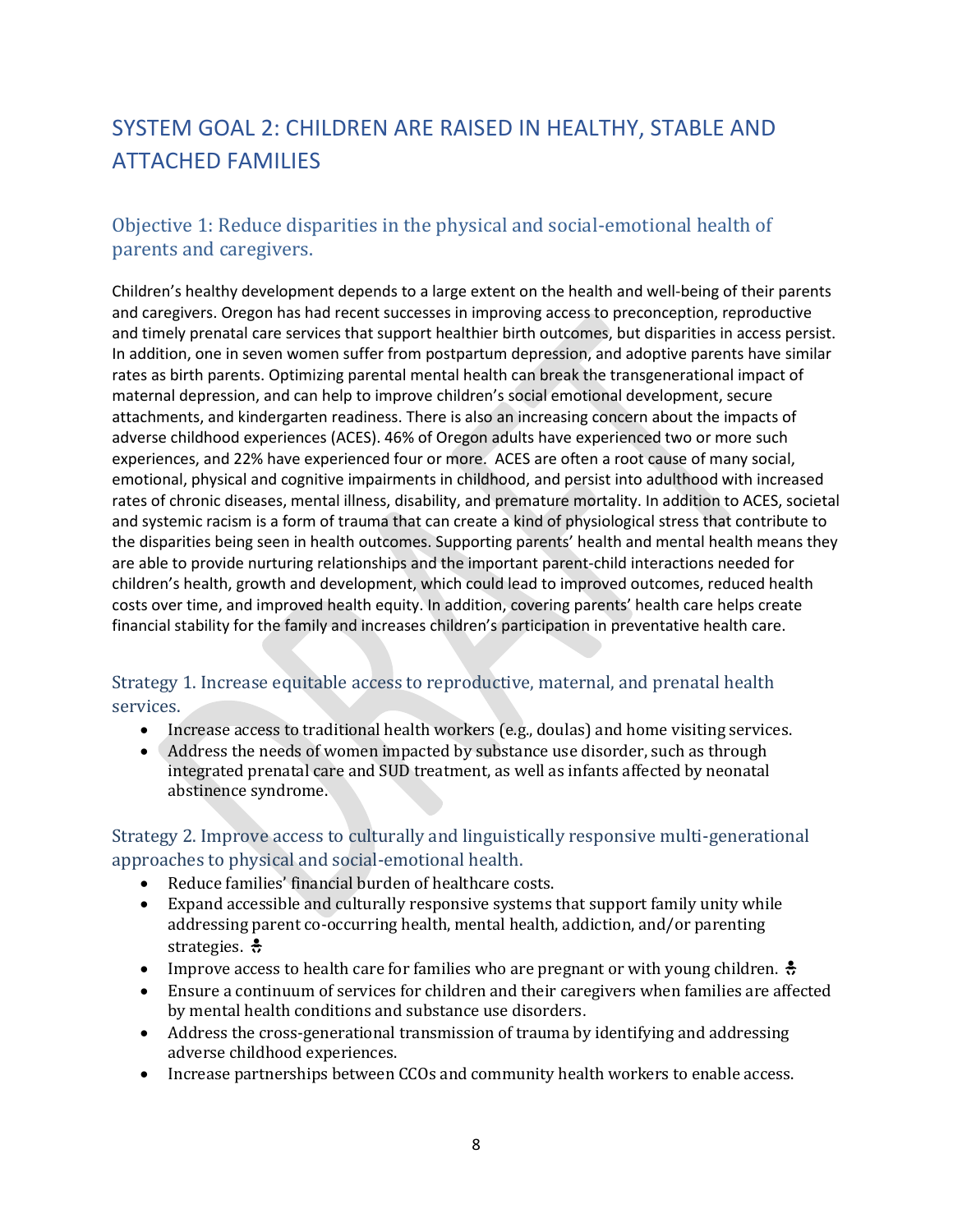## SYSTEM GOAL 2: CHILDREN ARE RAISED IN HEALTHY, STABLE AND ATTACHED FAMILIES

### Objective 1: Reduce disparities in the physical and social-emotional health of parents and caregivers.

Children's healthy development depends to a large extent on the health and well-being of their parents and caregivers. Oregon has had recent successes in improving access to preconception, reproductive and timely prenatal care services that support healthier birth outcomes, but disparities in access persist. In addition, one in seven women suffer from postpartum depression, and adoptive parents have similar rates as birth parents. Optimizing parental mental health can break the transgenerational impact of maternal depression, and can help to improve children's social emotional development, secure attachments, and kindergarten readiness. There is also an increasing concern about the impacts of adverse childhood experiences (ACES). 46% of Oregon adults have experienced two or more such experiences, and 22% have experienced four or more. ACES are often a root cause of many social, emotional, physical and cognitive impairments in childhood, and persist into adulthood with increased rates of chronic diseases, mental illness, disability, and premature mortality. In addition to ACES, societal and systemic racism is a form of trauma that can create a kind of physiological stress that contribute to the disparities being seen in health outcomes. Supporting parents' health and mental health means they are able to provide nurturing relationships and the important parent-child interactions needed for children's health, growth and development, which could lead to improved outcomes, reduced health costs over time, and improved health equity. In addition, covering parents' health care helps create financial stability for the family and increases children's participation in preventative health care.

#### Strategy 1. Increase equitable access to reproductive, maternal, and prenatal health services.

- Increase access to traditional health workers (e.g., doulas) and home visiting services.
- Address the needs of women impacted by substance use disorder, such as through integrated prenatal care and SUD treatment, as well as infants affected by neonatal abstinence syndrome.

#### Strategy 2. Improve access to culturally and linguistically responsive multi-generational approaches to physical and social-emotional health.

- Reduce families' financial burden of healthcare costs.
- Expand accessible and culturally responsive systems that support family unity while addressing parent co-occurring health, mental health, addiction, and/or parenting strategies. 👶
- Improve access to health care for families who are pregnant or with young children. 👶
- Ensure a continuum of services for children and their caregivers when families are affected by mental health conditions and substance use disorders.
- Address the cross-generational transmission of trauma by identifying and addressing adverse childhood experiences.
- Increase partnerships between CCOs and community health workers to enable access.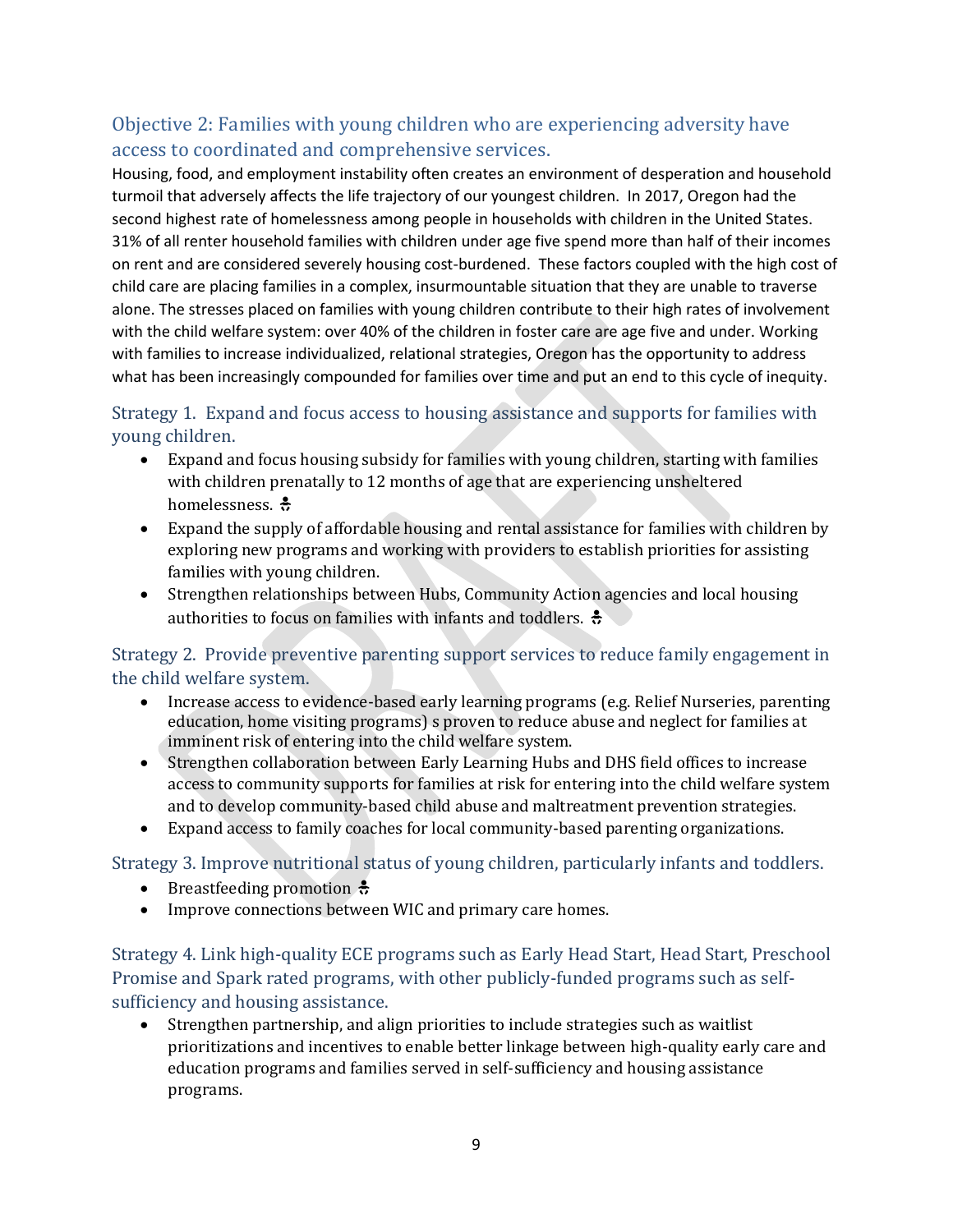## Objective 2: Families with young children who are experiencing adversity have access to coordinated and comprehensive services.

Housing, food, and employment instability often creates an environment of desperation and household turmoil that adversely affects the life trajectory of our youngest children. In 2017, Oregon had the second highest rate of homelessness among people in households with children in the United States. 31% of all renter household families with children under age five spend more than half of their incomes on rent and are considered severely housing cost-burdened. These factors coupled with the high cost of child care are placing families in a complex, insurmountable situation that they are unable to traverse alone. The stresses placed on families with young children contribute to their high rates of involvement with the child welfare system: over 40% of the children in foster care are age five and under. Working with families to increase individualized, relational strategies, Oregon has the opportunity to address what has been increasingly compounded for families over time and put an end to this cycle of inequity.

### Strategy 1. Expand and focus access to housing assistance and supports for families with young children.

- Expand and focus housing subsidy for families with young children, starting with families with children prenatally to 12 months of age that are experiencing unsheltered homelessness. 🚼
- Expand the supply of affordable housing and rental assistance for families with children by exploring new programs and working with providers to establish priorities for assisting families with young children.
- Strengthen relationships between Hubs, Community Action agencies and local housing authorities to focus on families with infants and toddlers. 🚼

### Strategy 2. Provide preventive parenting support services to reduce family engagement in the child welfare system.

- Increase access to evidence-based early learning programs (e.g. Relief Nurseries, parenting education, home visiting programs) s proven to reduce abuse and neglect for families at imminent risk of entering into the child welfare system.
- Strengthen collaboration between Early Learning Hubs and DHS field offices to increase access to community supports for families at risk for entering into the child welfare system and to develop community-based child abuse and maltreatment prevention strategies.
- Expand access to family coaches for local community-based parenting organizations.

### Strategy 3. Improve nutritional status of young children, particularly infants and toddlers.

- Breastfeeding promotion 🚼
- Improve connections between WIC and primary care homes.

### Strategy 4. Link high-quality ECE programs such as Early Head Start, Head Start, Preschool Promise and Spark rated programs, with other publicly-funded programs such as self-sufficiency and housing assistance.

- Strengthen partnership, and align priorities to include strategies such as waitlist prioritizations and incentives to enable better linkage between high-quality early care and education programs and families served in self-sufficiency and housing assistance programs.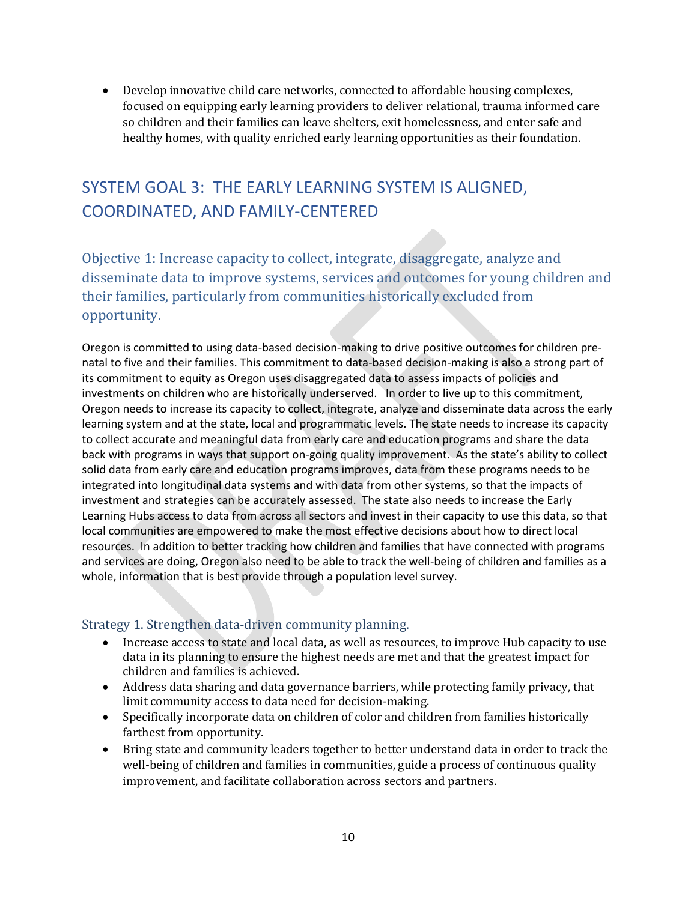- Develop innovative child care networks, connected to affordable housing complexes, focused on equipping early learning providers to deliver relational, trauma informed care so children and their families can leave shelters, exit homelessness, and enter safe and healthy homes, with quality enriched early learning opportunities as their foundation.

## SYSTEM GOAL 3: THE EARLY LEARNING SYSTEM IS ALIGNED, COORDINATED, AND FAMILY-CENTERED

### Objective 1: Increase capacity to collect, integrate, disaggregate, analyze and disseminate data to improve systems, services and outcomes for young children and their families, particularly from communities historically excluded from opportunity.

Oregon is committed to using data-based decision-making to drive positive outcomes for children pre-natal to five and their families. This commitment to data-based decision-making is also a strong part of its commitment to equity as Oregon uses disaggregated data to assess impacts of policies and investments on children who are historically underserved. In order to live up to this commitment, Oregon needs to increase its capacity to collect, integrate, analyze and disseminate data across the early learning system and at the state, local and programmatic levels. The state needs to increase its capacity to collect accurate and meaningful data from early care and education programs and share the data back with programs in ways that support on-going quality improvement. As the state's ability to collect solid data from early care and education programs improves, data from these programs needs to be integrated into longitudinal data systems and with data from other systems, so that the impacts of investment and strategies can be accurately assessed. The state also needs to increase the Early Learning Hubs access to data from across all sectors and invest in their capacity to use this data, so that local communities are empowered to make the most effective decisions about how to direct local resources. In addition to better tracking how children and families that have connected with programs and services are doing, Oregon also need to be able to track the well-being of children and families as a whole, information that is best provide through a population level survey.

#### Strategy 1. Strengthen data-driven community planning.

- Increase access to state and local data, as well as resources, to improve Hub capacity to use data in its planning to ensure the highest needs are met and that the greatest impact for children and families is achieved.
- Address data sharing and data governance barriers, while protecting family privacy, that limit community access to data need for decision-making.
- Specifically incorporate data on children of color and children from families historically farthest from opportunity.
- Bring state and community leaders together to better understand data in order to track the well-being of children and families in communities, guide a process of continuous quality improvement, and facilitate collaboration across sectors and partners.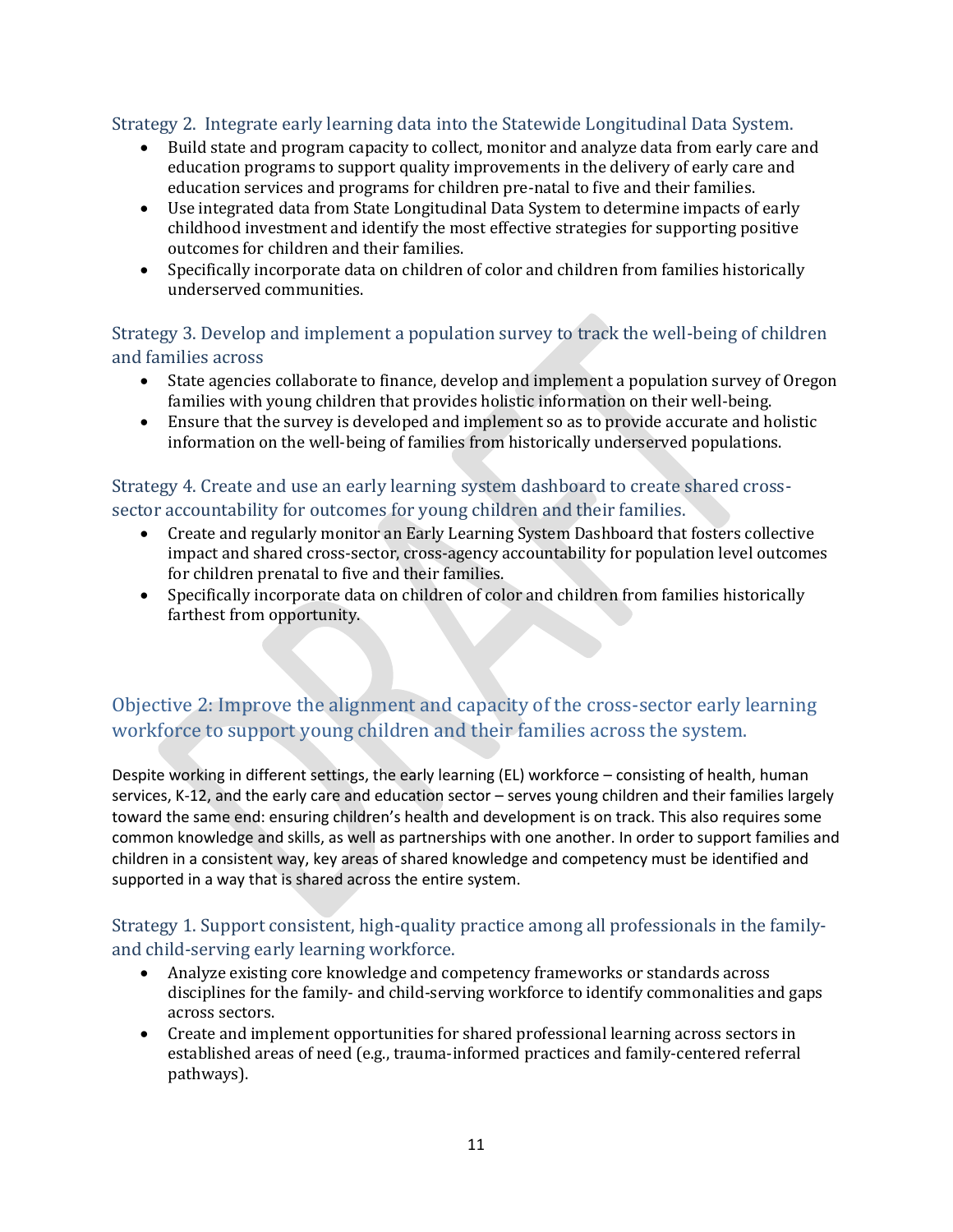### Strategy 2. Integrate early learning data into the Statewide Longitudinal Data System.

- Build state and program capacity to collect, monitor and analyze data from early care and education programs to support quality improvements in the delivery of early care and education services and programs for children pre-natal to five and their families.
- Use integrated data from State Longitudinal Data System to determine impacts of early childhood investment and identify the most effective strategies for supporting positive outcomes for children and their families.
- Specifically incorporate data on children of color and children from families historically underserved communities.

### Strategy 3. Develop and implement a population survey to track the well-being of children and families across

- State agencies collaborate to finance, develop and implement a population survey of Oregon families with young children that provides holistic information on their well-being.
- Ensure that the survey is developed and implement so as to provide accurate and holistic information on the well-being of families from historically underserved populations.

### Strategy 4. Create and use an early learning system dashboard to create shared cross-sector accountability for outcomes for young children and their families.

- Create and regularly monitor an Early Learning System Dashboard that fosters collective impact and shared cross-sector, cross-agency accountability for population level outcomes for children prenatal to five and their families.
- Specifically incorporate data on children of color and children from families historically farthest from opportunity.

## Objective 2: Improve the alignment and capacity of the cross-sector early learning workforce to support young children and their families across the system.

Despite working in different settings, the early learning (EL) workforce – consisting of health, human services, K-12, and the early care and education sector – serves young children and their families largely toward the same end: ensuring children's health and development is on track. This also requires some common knowledge and skills, as well as partnerships with one another. In order to support families and children in a consistent way, key areas of shared knowledge and competency must be identified and supported in a way that is shared across the entire system.

### Strategy 1. Support consistent, high-quality practice among all professionals in the family- and child-serving early learning workforce.

- Analyze existing core knowledge and competency frameworks or standards across disciplines for the family- and child-serving workforce to identify commonalities and gaps across sectors.
- Create and implement opportunities for shared professional learning across sectors in established areas of need (e.g., trauma-informed practices and family-centered referral pathways).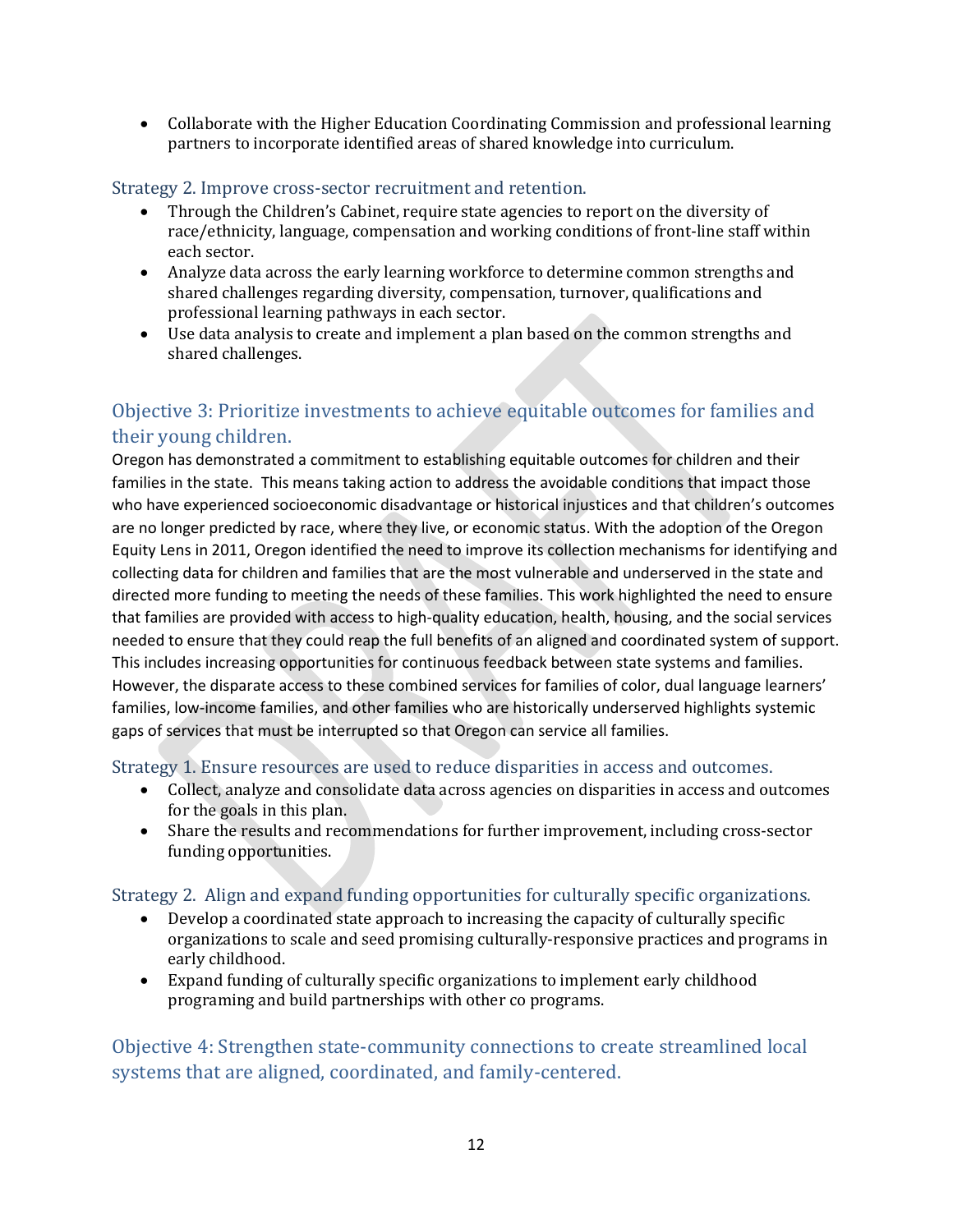- Collaborate with the Higher Education Coordinating Commission and professional learning partners to incorporate identified areas of shared knowledge into curriculum.

### Strategy 2. Improve cross-sector recruitment and retention.

- Through the Children's Cabinet, require state agencies to report on the diversity of race/ethnicity, language, compensation and working conditions of front-line staff within each sector.
- Analyze data across the early learning workforce to determine common strengths and shared challenges regarding diversity, compensation, turnover, qualifications and professional learning pathways in each sector.
- Use data analysis to create and implement a plan based on the common strengths and shared challenges.

## Objective 3: Prioritize investments to achieve equitable outcomes for families and their young children.

Oregon has demonstrated a commitment to establishing equitable outcomes for children and their families in the state. This means taking action to address the avoidable conditions that impact those who have experienced socioeconomic disadvantage or historical injustices and that children's outcomes are no longer predicted by race, where they live, or economic status. With the adoption of the Oregon Equity Lens in 2011, Oregon identified the need to improve its collection mechanisms for identifying and collecting data for children and families that are the most vulnerable and underserved in the state and directed more funding to meeting the needs of these families. This work highlighted the need to ensure that families are provided with access to high-quality education, health, housing, and the social services needed to ensure that they could reap the full benefits of an aligned and coordinated system of support. This includes increasing opportunities for continuous feedback between state systems and families. However, the disparate access to these combined services for families of color, dual language learners' families, low-income families, and other families who are historically underserved highlights systemic gaps of services that must be interrupted so that Oregon can service all families.

### Strategy 1. Ensure resources are used to reduce disparities in access and outcomes.

- Collect, analyze and consolidate data across agencies on disparities in access and outcomes for the goals in this plan.
- Share the results and recommendations for further improvement, including cross-sector funding opportunities.

### Strategy 2. Align and expand funding opportunities for culturally specific organizations.

- Develop a coordinated state approach to increasing the capacity of culturally specific organizations to scale and seed promising culturally-responsive practices and programs in early childhood.
- Expand funding of culturally specific organizations to implement early childhood programing and build partnerships with other co programs.

## Objective 4: Strengthen state-community connections to create streamlined local systems that are aligned, coordinated, and family-centered.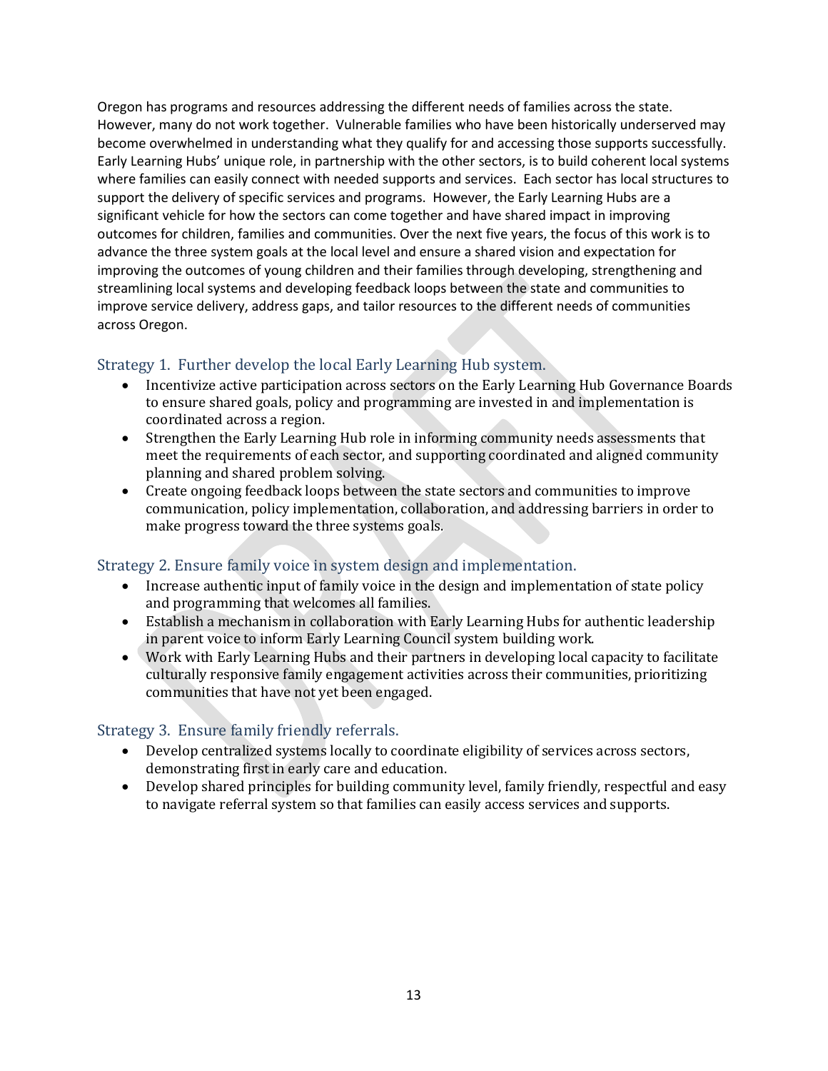Oregon has programs and resources addressing the different needs of families across the state. However, many do not work together. Vulnerable families who have been historically underserved may become overwhelmed in understanding what they qualify for and accessing those supports successfully. Early Learning Hubs' unique role, in partnership with the other sectors, is to build coherent local systems where families can easily connect with needed supports and services. Each sector has local structures to support the delivery of specific services and programs. However, the Early Learning Hubs are a significant vehicle for how the sectors can come together and have shared impact in improving outcomes for children, families and communities. Over the next five years, the focus of this work is to advance the three system goals at the local level and ensure a shared vision and expectation for improving the outcomes of young children and their families through developing, strengthening and streamlining local systems and developing feedback loops between the state and communities to improve service delivery, address gaps, and tailor resources to the different needs of communities across Oregon.

### Strategy 1. Further develop the local Early Learning Hub system.

- Incentivize active participation across sectors on the Early Learning Hub Governance Boards to ensure shared goals, policy and programming are invested in and implementation is coordinated across a region.
- Strengthen the Early Learning Hub role in informing community needs assessments that meet the requirements of each sector, and supporting coordinated and aligned community planning and shared problem solving.
- Create ongoing feedback loops between the state sectors and communities to improve communication, policy implementation, collaboration, and addressing barriers in order to make progress toward the three systems goals.

### Strategy 2. Ensure family voice in system design and implementation.

- Increase authentic input of family voice in the design and implementation of state policy and programming that welcomes all families.
- Establish a mechanism in collaboration with Early Learning Hubs for authentic leadership in parent voice to inform Early Learning Council system building work.
- Work with Early Learning Hubs and their partners in developing local capacity to facilitate culturally responsive family engagement activities across their communities, prioritizing communities that have not yet been engaged.

### Strategy 3. Ensure family friendly referrals.

- Develop centralized systems locally to coordinate eligibility of services across sectors, demonstrating first in early care and education.
- Develop shared principles for building community level, family friendly, respectful and easy to navigate referral system so that families can easily access services and supports.